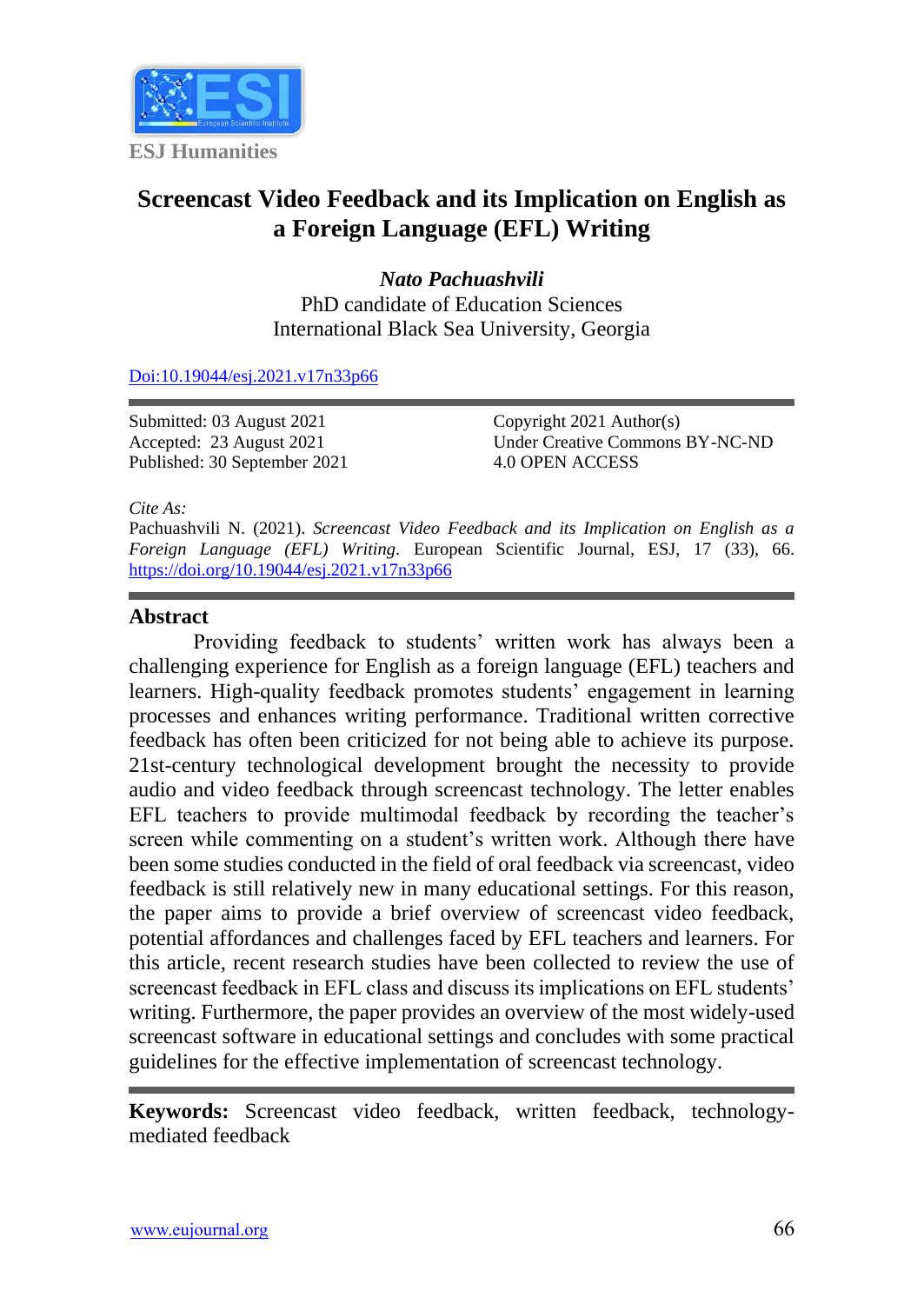ESJ Humanities

# Screencast Video Feedback and its Implication on English as a Foreign Language (EFL) Writing

***Nato Pachuashvili***
PhD candidate of Education Sciences
International Black Sea University, Georgia

[Doi:10.19044/esj.2021.v17n33p66](https://doi.org/10.19044/esj.2021.v17n33p66)

Submitted: 03 August 2021
Accepted: 23 August 2021
Published: 30 September 2021

Copyright 2021 Author(s)
Under Creative Commons BY-NC-ND
4.0 OPEN ACCESS

*Cite As:*
Pachuashvili N. (2021). *Screencast Video Feedback and its Implication on English as a Foreign Language (EFL) Writing.* European Scientific Journal, ESJ, 17 (33), 66. https://doi.org/10.19044/esj.2021.v17n33p66

## Abstract

Providing feedback to students' written work has always been a challenging experience for English as a foreign language (EFL) teachers and learners. High-quality feedback promotes students' engagement in learning processes and enhances writing performance. Traditional written corrective feedback has often been criticized for not being able to achieve its purpose. 21st-century technological development brought the necessity to provide audio and video feedback through screencast technology. The letter enables EFL teachers to provide multimodal feedback by recording the teacher's screen while commenting on a student's written work. Although there have been some studies conducted in the field of oral feedback via screencast, video feedback is still relatively new in many educational settings. For this reason, the paper aims to provide a brief overview of screencast video feedback, potential affordances and challenges faced by EFL teachers and learners. For this article, recent research studies have been collected to review the use of screencast feedback in EFL class and discuss its implications on EFL students' writing. Furthermore, the paper provides an overview of the most widely-used screencast software in educational settings and concludes with some practical guidelines for the effective implementation of screencast technology.

**Keywords:** Screencast video feedback, written feedback, technology-mediated feedback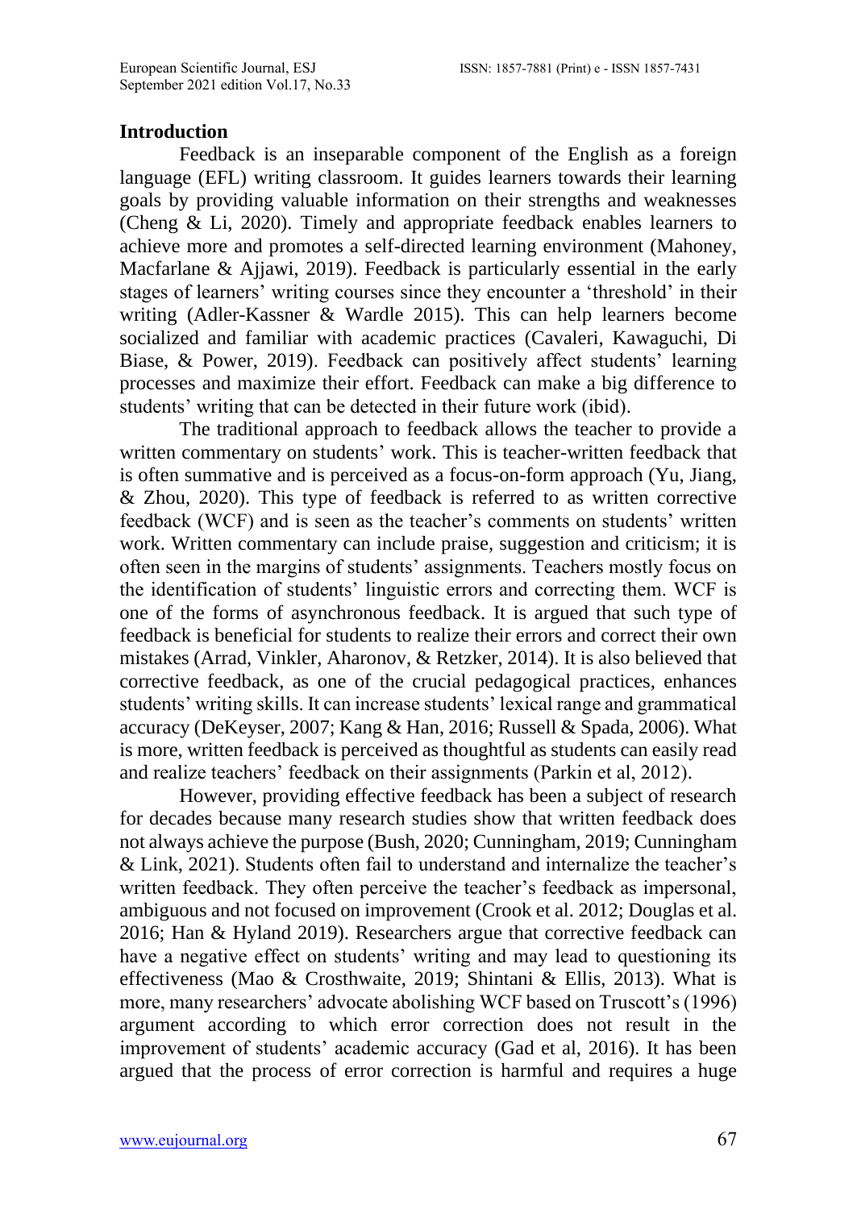## Introduction

Feedback is an inseparable component of the English as a foreign language (EFL) writing classroom. It guides learners towards their learning goals by providing valuable information on their strengths and weaknesses (Cheng & Li, 2020). Timely and appropriate feedback enables learners to achieve more and promotes a self-directed learning environment (Mahoney, Macfarlane & Ajjawi, 2019). Feedback is particularly essential in the early stages of learners' writing courses since they encounter a 'threshold' in their writing (Adler-Kassner & Wardle 2015). This can help learners become socialized and familiar with academic practices (Cavaleri, Kawaguchi, Di Biase, & Power, 2019). Feedback can positively affect students' learning processes and maximize their effort. Feedback can make a big difference to students' writing that can be detected in their future work (ibid).

The traditional approach to feedback allows the teacher to provide a written commentary on students' work. This is teacher-written feedback that is often summative and is perceived as a focus-on-form approach (Yu, Jiang, & Zhou, 2020). This type of feedback is referred to as written corrective feedback (WCF) and is seen as the teacher's comments on students' written work. Written commentary can include praise, suggestion and criticism; it is often seen in the margins of students' assignments. Teachers mostly focus on the identification of students' linguistic errors and correcting them. WCF is one of the forms of asynchronous feedback. It is argued that such type of feedback is beneficial for students to realize their errors and correct their own mistakes (Arrad, Vinkler, Aharonov, & Retzker, 2014). It is also believed that corrective feedback, as one of the crucial pedagogical practices, enhances students' writing skills. It can increase students' lexical range and grammatical accuracy (DeKeyser, 2007; Kang & Han, 2016; Russell & Spada, 2006). What is more, written feedback is perceived as thoughtful as students can easily read and realize teachers' feedback on their assignments (Parkin et al, 2012).

However, providing effective feedback has been a subject of research for decades because many research studies show that written feedback does not always achieve the purpose (Bush, 2020; Cunningham, 2019; Cunningham & Link, 2021). Students often fail to understand and internalize the teacher's written feedback. They often perceive the teacher's feedback as impersonal, ambiguous and not focused on improvement (Crook et al. 2012; Douglas et al. 2016; Han & Hyland 2019). Researchers argue that corrective feedback can have a negative effect on students' writing and may lead to questioning its effectiveness (Mao & Crosthwaite, 2019; Shintani & Ellis, 2013). What is more, many researchers' advocate abolishing WCF based on Truscott's (1996) argument according to which error correction does not result in the improvement of students' academic accuracy (Gad et al, 2016). It has been argued that the process of error correction is harmful and requires a huge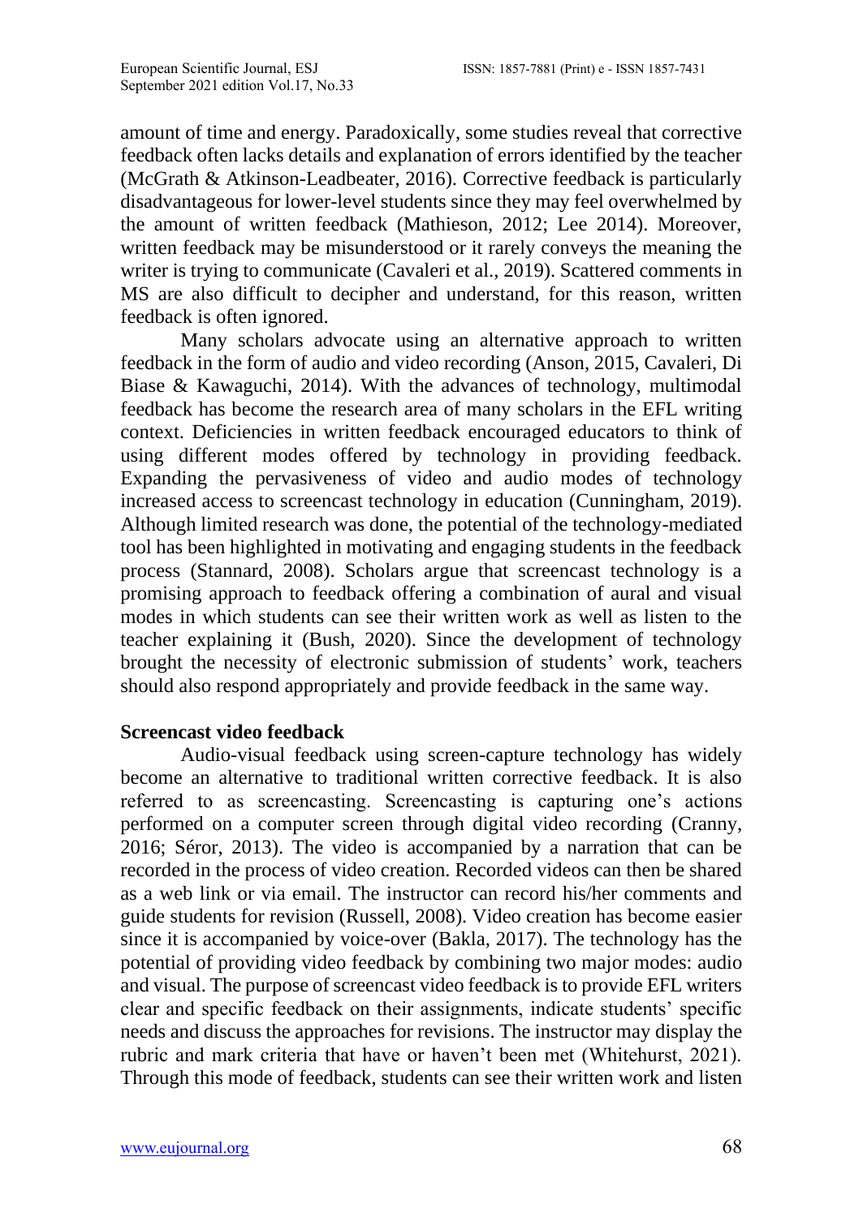amount of time and energy. Paradoxically, some studies reveal that corrective feedback often lacks details and explanation of errors identified by the teacher (McGrath & Atkinson-Leadbeater, 2016). Corrective feedback is particularly disadvantageous for lower-level students since they may feel overwhelmed by the amount of written feedback (Mathieson, 2012; Lee 2014). Moreover, written feedback may be misunderstood or it rarely conveys the meaning the writer is trying to communicate (Cavaleri et al., 2019). Scattered comments in MS are also difficult to decipher and understand, for this reason, written feedback is often ignored.

Many scholars advocate using an alternative approach to written feedback in the form of audio and video recording (Anson, 2015, Cavaleri, Di Biase & Kawaguchi, 2014). With the advances of technology, multimodal feedback has become the research area of many scholars in the EFL writing context. Deficiencies in written feedback encouraged educators to think of using different modes offered by technology in providing feedback. Expanding the pervasiveness of video and audio modes of technology increased access to screencast technology in education (Cunningham, 2019). Although limited research was done, the potential of the technology-mediated tool has been highlighted in motivating and engaging students in the feedback process (Stannard, 2008). Scholars argue that screencast technology is a promising approach to feedback offering a combination of aural and visual modes in which students can see their written work as well as listen to the teacher explaining it (Bush, 2020). Since the development of technology brought the necessity of electronic submission of students' work, teachers should also respond appropriately and provide feedback in the same way.

**Screencast video feedback**

Audio-visual feedback using screen-capture technology has widely become an alternative to traditional written corrective feedback. It is also referred to as screencasting. Screencasting is capturing one's actions performed on a computer screen through digital video recording (Cranny, 2016; Séror, 2013). The video is accompanied by a narration that can be recorded in the process of video creation. Recorded videos can then be shared as a web link or via email. The instructor can record his/her comments and guide students for revision (Russell, 2008). Video creation has become easier since it is accompanied by voice-over (Bakla, 2017). The technology has the potential of providing video feedback by combining two major modes: audio and visual. The purpose of screencast video feedback is to provide EFL writers clear and specific feedback on their assignments, indicate students' specific needs and discuss the approaches for revisions. The instructor may display the rubric and mark criteria that have or haven't been met (Whitehurst, 2021). Through this mode of feedback, students can see their written work and listen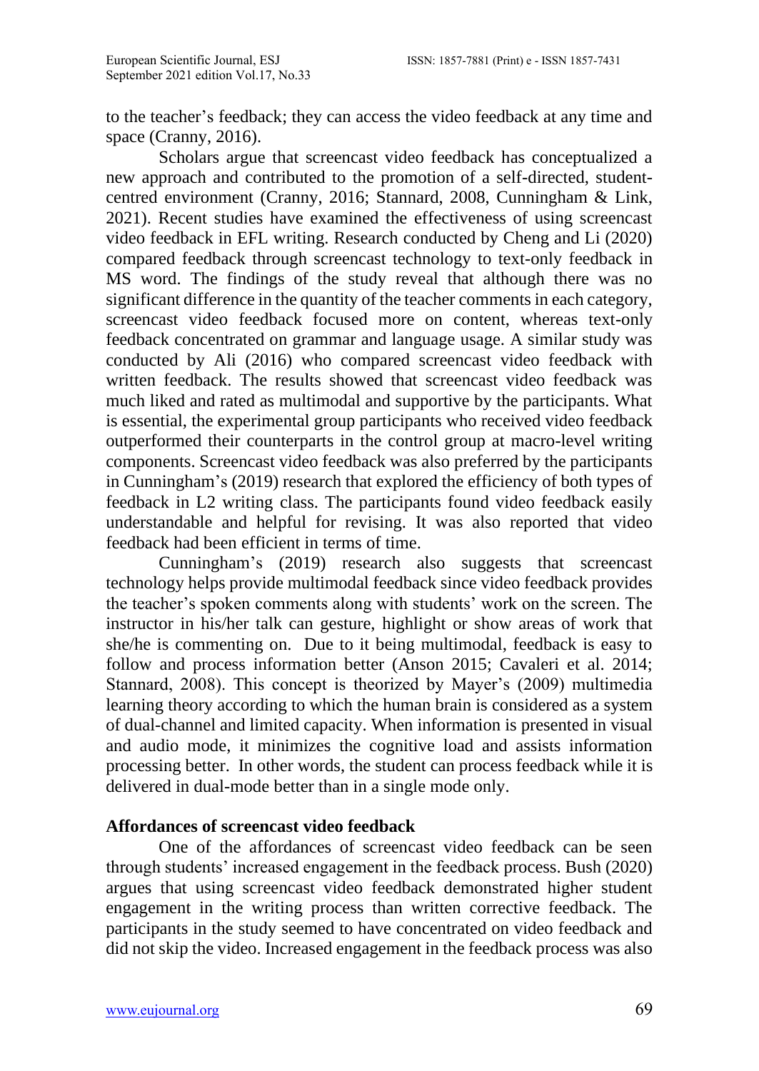to the teacher's feedback; they can access the video feedback at any time and space (Cranny, 2016).

Scholars argue that screencast video feedback has conceptualized a new approach and contributed to the promotion of a self-directed, student-centred environment (Cranny, 2016; Stannard, 2008, Cunningham & Link, 2021). Recent studies have examined the effectiveness of using screencast video feedback in EFL writing. Research conducted by Cheng and Li (2020) compared feedback through screencast technology to text-only feedback in MS word. The findings of the study reveal that although there was no significant difference in the quantity of the teacher comments in each category, screencast video feedback focused more on content, whereas text-only feedback concentrated on grammar and language usage. A similar study was conducted by Ali (2016) who compared screencast video feedback with written feedback. The results showed that screencast video feedback was much liked and rated as multimodal and supportive by the participants. What is essential, the experimental group participants who received video feedback outperformed their counterparts in the control group at macro-level writing components. Screencast video feedback was also preferred by the participants in Cunningham's (2019) research that explored the efficiency of both types of feedback in L2 writing class. The participants found video feedback easily understandable and helpful for revising. It was also reported that video feedback had been efficient in terms of time.

Cunningham's (2019) research also suggests that screencast technology helps provide multimodal feedback since video feedback provides the teacher's spoken comments along with students' work on the screen. The instructor in his/her talk can gesture, highlight or show areas of work that she/he is commenting on. Due to it being multimodal, feedback is easy to follow and process information better (Anson 2015; Cavaleri et al. 2014; Stannard, 2008). This concept is theorized by Mayer's (2009) multimedia learning theory according to which the human brain is considered as a system of dual-channel and limited capacity. When information is presented in visual and audio mode, it minimizes the cognitive load and assists information processing better. In other words, the student can process feedback while it is delivered in dual-mode better than in a single mode only.

**Affordances of screencast video feedback**

One of the affordances of screencast video feedback can be seen through students' increased engagement in the feedback process. Bush (2020) argues that using screencast video feedback demonstrated higher student engagement in the writing process than written corrective feedback. The participants in the study seemed to have concentrated on video feedback and did not skip the video. Increased engagement in the feedback process was also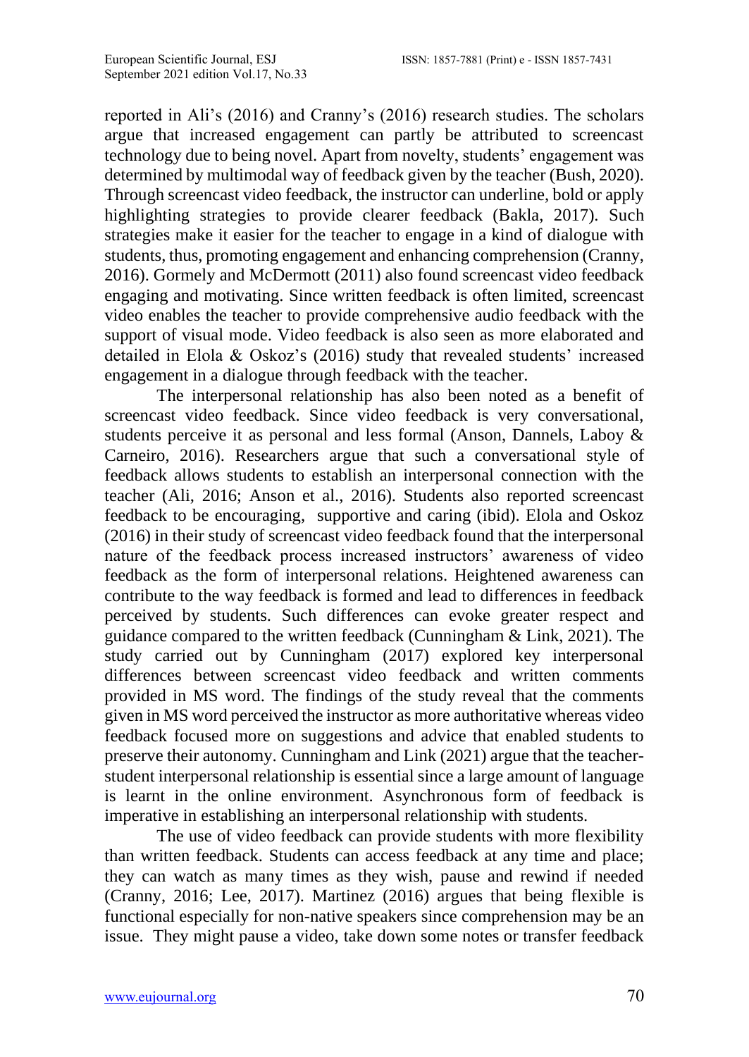reported in Ali's (2016) and Cranny's (2016) research studies. The scholars argue that increased engagement can partly be attributed to screencast technology due to being novel. Apart from novelty, students' engagement was determined by multimodal way of feedback given by the teacher (Bush, 2020). Through screencast video feedback, the instructor can underline, bold or apply highlighting strategies to provide clearer feedback (Bakla, 2017). Such strategies make it easier for the teacher to engage in a kind of dialogue with students, thus, promoting engagement and enhancing comprehension (Cranny, 2016). Gormely and McDermott (2011) also found screencast video feedback engaging and motivating. Since written feedback is often limited, screencast video enables the teacher to provide comprehensive audio feedback with the support of visual mode. Video feedback is also seen as more elaborated and detailed in Elola & Oskoz's (2016) study that revealed students' increased engagement in a dialogue through feedback with the teacher.

The interpersonal relationship has also been noted as a benefit of screencast video feedback. Since video feedback is very conversational, students perceive it as personal and less formal (Anson, Dannels, Laboy & Carneiro, 2016). Researchers argue that such a conversational style of feedback allows students to establish an interpersonal connection with the teacher (Ali, 2016; Anson et al., 2016). Students also reported screencast feedback to be encouraging, supportive and caring (ibid). Elola and Oskoz (2016) in their study of screencast video feedback found that the interpersonal nature of the feedback process increased instructors' awareness of video feedback as the form of interpersonal relations. Heightened awareness can contribute to the way feedback is formed and lead to differences in feedback perceived by students. Such differences can evoke greater respect and guidance compared to the written feedback (Cunningham & Link, 2021). The study carried out by Cunningham (2017) explored key interpersonal differences between screencast video feedback and written comments provided in MS word. The findings of the study reveal that the comments given in MS word perceived the instructor as more authoritative whereas video feedback focused more on suggestions and advice that enabled students to preserve their autonomy. Cunningham and Link (2021) argue that the teacher-student interpersonal relationship is essential since a large amount of language is learnt in the online environment. Asynchronous form of feedback is imperative in establishing an interpersonal relationship with students.

The use of video feedback can provide students with more flexibility than written feedback. Students can access feedback at any time and place; they can watch as many times as they wish, pause and rewind if needed (Cranny, 2016; Lee, 2017). Martinez (2016) argues that being flexible is functional especially for non-native speakers since comprehension may be an issue. They might pause a video, take down some notes or transfer feedback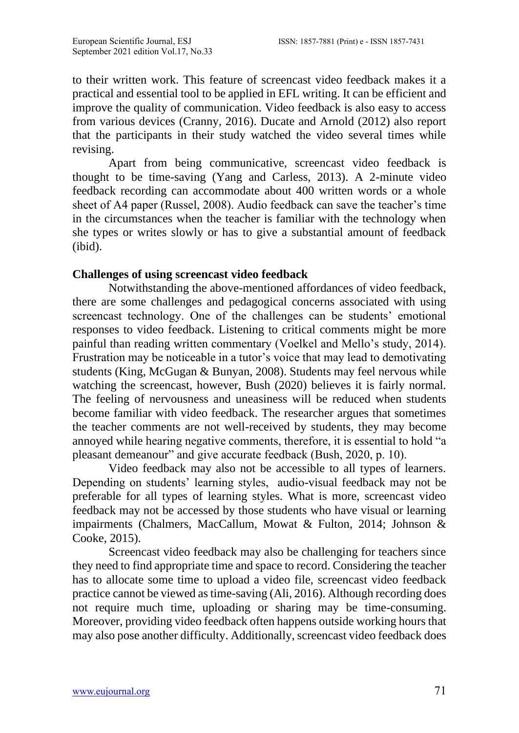to their written work. This feature of screencast video feedback makes it a practical and essential tool to be applied in EFL writing. It can be efficient and improve the quality of communication. Video feedback is also easy to access from various devices (Cranny, 2016). Ducate and Arnold (2012) also report that the participants in their study watched the video several times while revising.

Apart from being communicative, screencast video feedback is thought to be time-saving (Yang and Carless, 2013). A 2-minute video feedback recording can accommodate about 400 written words or a whole sheet of A4 paper (Russel, 2008). Audio feedback can save the teacher's time in the circumstances when the teacher is familiar with the technology when she types or writes slowly or has to give a substantial amount of feedback (ibid).

**Challenges of using screencast video feedback**

Notwithstanding the above-mentioned affordances of video feedback, there are some challenges and pedagogical concerns associated with using screencast technology. One of the challenges can be students' emotional responses to video feedback. Listening to critical comments might be more painful than reading written commentary (Voelkel and Mello's study, 2014). Frustration may be noticeable in a tutor's voice that may lead to demotivating students (King, McGugan & Bunyan, 2008). Students may feel nervous while watching the screencast, however, Bush (2020) believes it is fairly normal. The feeling of nervousness and uneasiness will be reduced when students become familiar with video feedback. The researcher argues that sometimes the teacher comments are not well-received by students, they may become annoyed while hearing negative comments, therefore, it is essential to hold "a pleasant demeanour" and give accurate feedback (Bush, 2020, p. 10).

Video feedback may also not be accessible to all types of learners. Depending on students' learning styles, audio-visual feedback may not be preferable for all types of learning styles. What is more, screencast video feedback may not be accessed by those students who have visual or learning impairments (Chalmers, MacCallum, Mowat & Fulton, 2014; Johnson & Cooke, 2015).

Screencast video feedback may also be challenging for teachers since they need to find appropriate time and space to record. Considering the teacher has to allocate some time to upload a video file, screencast video feedback practice cannot be viewed as time-saving (Ali, 2016). Although recording does not require much time, uploading or sharing may be time-consuming. Moreover, providing video feedback often happens outside working hours that may also pose another difficulty. Additionally, screencast video feedback does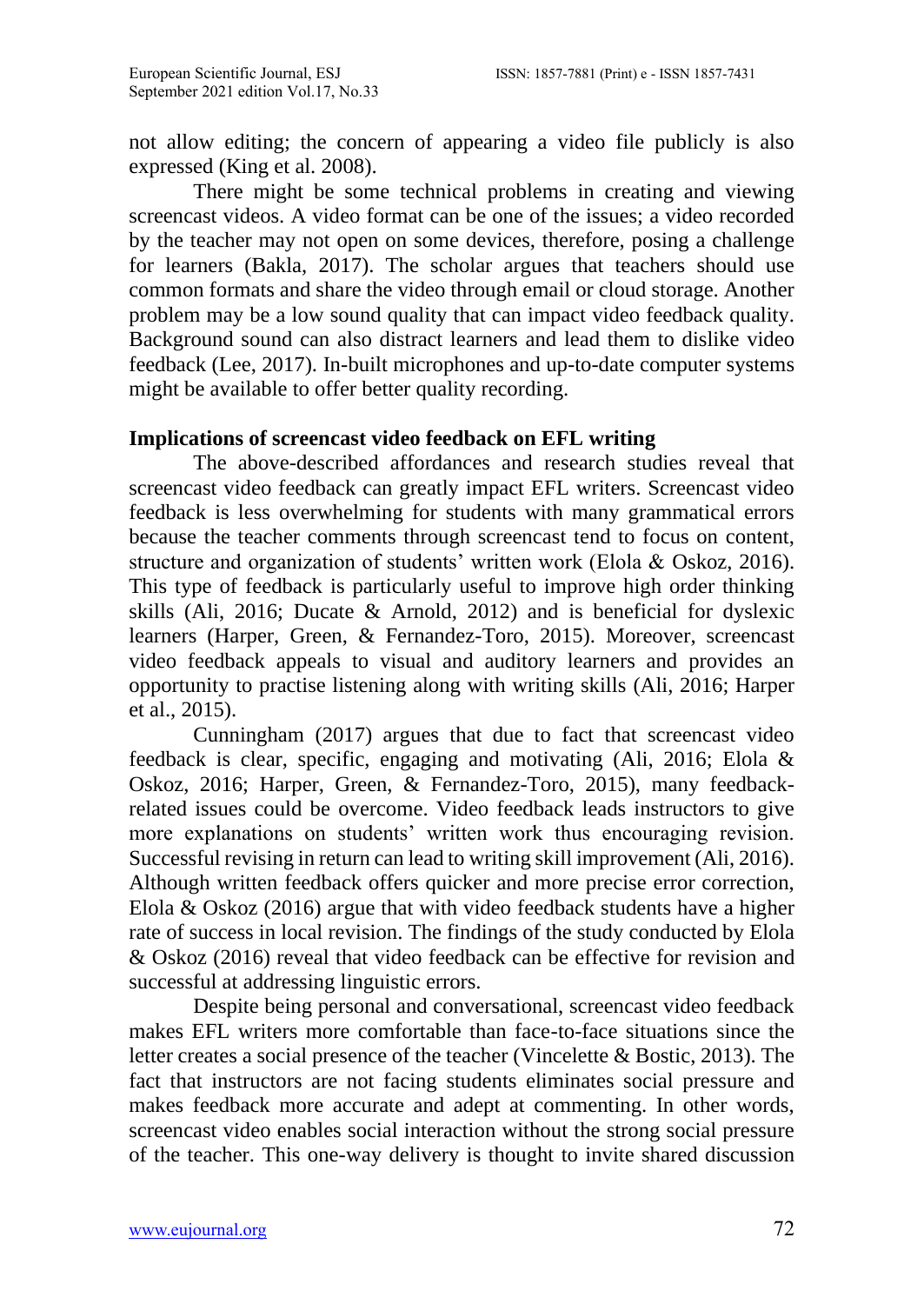not allow editing; the concern of appearing a video file publicly is also expressed (King et al. 2008).

There might be some technical problems in creating and viewing screencast videos. A video format can be one of the issues; a video recorded by the teacher may not open on some devices, therefore, posing a challenge for learners (Bakla, 2017). The scholar argues that teachers should use common formats and share the video through email or cloud storage. Another problem may be a low sound quality that can impact video feedback quality. Background sound can also distract learners and lead them to dislike video feedback (Lee, 2017). In-built microphones and up-to-date computer systems might be available to offer better quality recording.

**Implications of screencast video feedback on EFL writing**

The above-described affordances and research studies reveal that screencast video feedback can greatly impact EFL writers. Screencast video feedback is less overwhelming for students with many grammatical errors because the teacher comments through screencast tend to focus on content, structure and organization of students' written work (Elola & Oskoz, 2016). This type of feedback is particularly useful to improve high order thinking skills (Ali, 2016; Ducate & Arnold, 2012) and is beneficial for dyslexic learners (Harper, Green, & Fernandez-Toro, 2015). Moreover, screencast video feedback appeals to visual and auditory learners and provides an opportunity to practise listening along with writing skills (Ali, 2016; Harper et al., 2015).

Cunningham (2017) argues that due to fact that screencast video feedback is clear, specific, engaging and motivating (Ali, 2016; Elola & Oskoz, 2016; Harper, Green, & Fernandez-Toro, 2015), many feedback-related issues could be overcome. Video feedback leads instructors to give more explanations on students' written work thus encouraging revision. Successful revising in return can lead to writing skill improvement (Ali, 2016). Although written feedback offers quicker and more precise error correction, Elola & Oskoz (2016) argue that with video feedback students have a higher rate of success in local revision. The findings of the study conducted by Elola & Oskoz (2016) reveal that video feedback can be effective for revision and successful at addressing linguistic errors.

Despite being personal and conversational, screencast video feedback makes EFL writers more comfortable than face-to-face situations since the letter creates a social presence of the teacher (Vincelette & Bostic, 2013). The fact that instructors are not facing students eliminates social pressure and makes feedback more accurate and adept at commenting. In other words, screencast video enables social interaction without the strong social pressure of the teacher. This one-way delivery is thought to invite shared discussion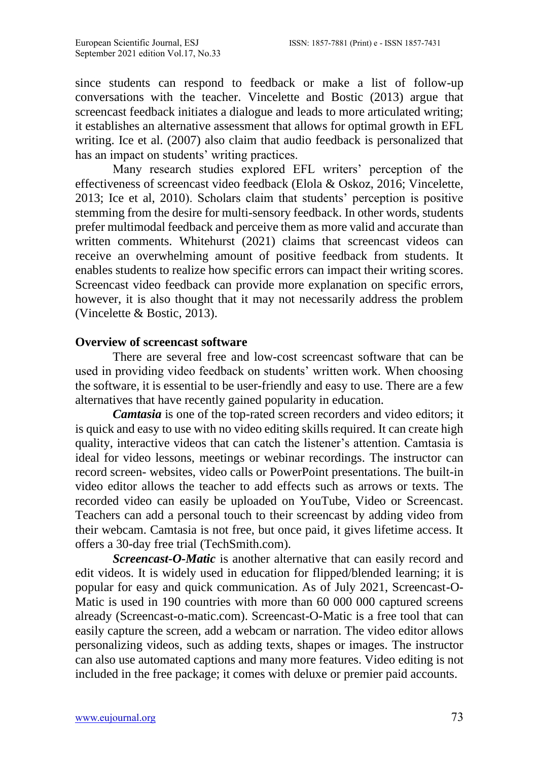since students can respond to feedback or make a list of follow-up conversations with the teacher. Vincelette and Bostic (2013) argue that screencast feedback initiates a dialogue and leads to more articulated writing; it establishes an alternative assessment that allows for optimal growth in EFL writing. Ice et al. (2007) also claim that audio feedback is personalized that has an impact on students' writing practices.

Many research studies explored EFL writers' perception of the effectiveness of screencast video feedback (Elola & Oskoz, 2016; Vincelette, 2013; Ice et al, 2010). Scholars claim that students' perception is positive stemming from the desire for multi-sensory feedback. In other words, students prefer multimodal feedback and perceive them as more valid and accurate than written comments. Whitehurst (2021) claims that screencast videos can receive an overwhelming amount of positive feedback from students. It enables students to realize how specific errors can impact their writing scores. Screencast video feedback can provide more explanation on specific errors, however, it is also thought that it may not necessarily address the problem (Vincelette & Bostic, 2013).

**Overview of screencast software**

There are several free and low-cost screencast software that can be used in providing video feedback on students' written work. When choosing the software, it is essential to be user-friendly and easy to use. There are a few alternatives that have recently gained popularity in education.

***Camtasia*** is one of the top-rated screen recorders and video editors; it is quick and easy to use with no video editing skills required. It can create high quality, interactive videos that can catch the listener's attention. Camtasia is ideal for video lessons, meetings or webinar recordings. The instructor can record screen- websites, video calls or PowerPoint presentations. The built-in video editor allows the teacher to add effects such as arrows or texts. The recorded video can easily be uploaded on YouTube, Video or Screencast. Teachers can add a personal touch to their screencast by adding video from their webcam. Camtasia is not free, but once paid, it gives lifetime access. It offers a 30-day free trial (TechSmith.com).

***Screencast-O-Matic*** is another alternative that can easily record and edit videos. It is widely used in education for flipped/blended learning; it is popular for easy and quick communication. As of July 2021, Screencast-O-Matic is used in 190 countries with more than 60 000 000 captured screens already (Screencast-o-matic.com). Screencast-O-Matic is a free tool that can easily capture the screen, add a webcam or narration. The video editor allows personalizing videos, such as adding texts, shapes or images. The instructor can also use automated captions and many more features. Video editing is not included in the free package; it comes with deluxe or premier paid accounts.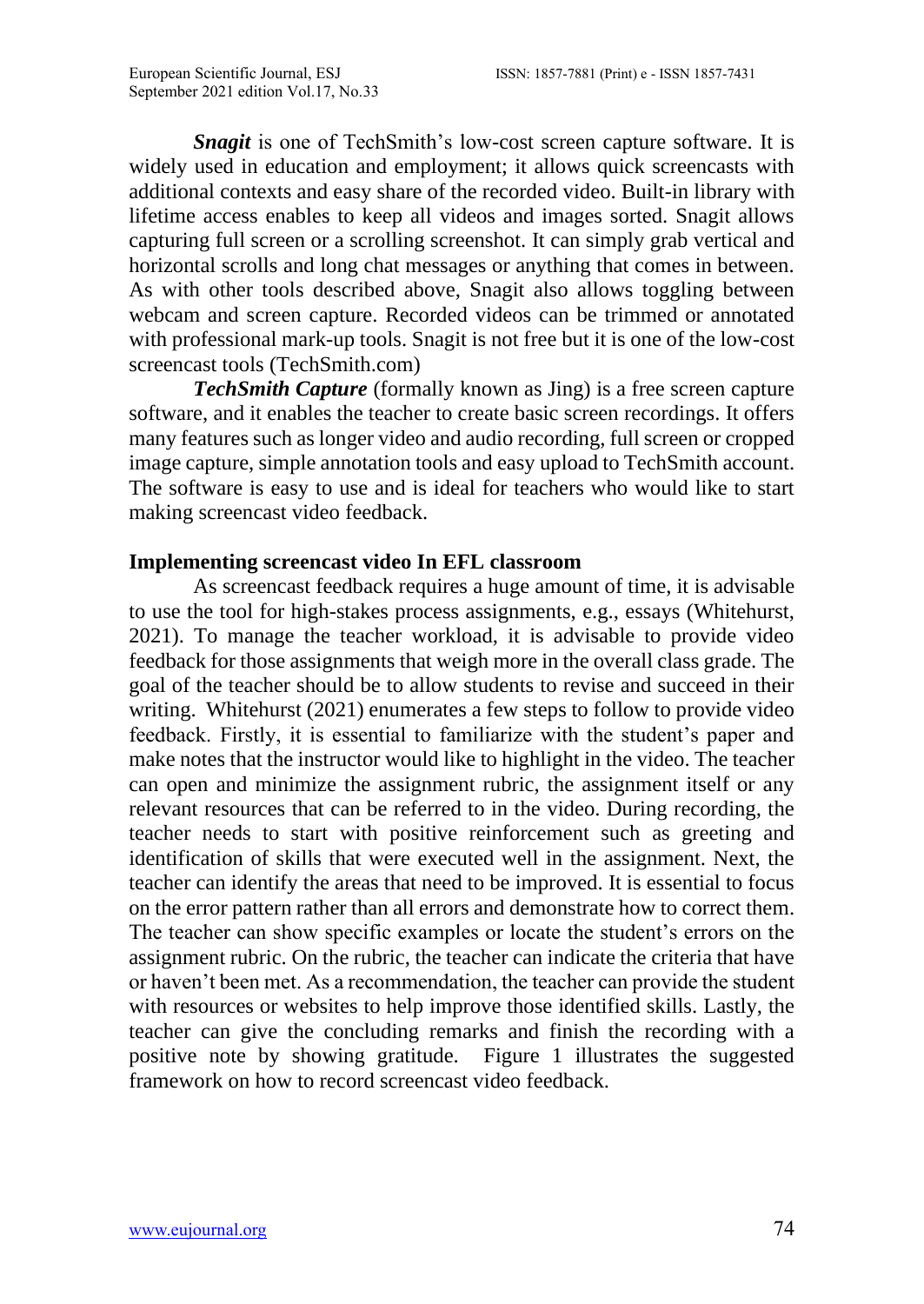***Snagit*** is one of TechSmith's low-cost screen capture software. It is widely used in education and employment; it allows quick screencasts with additional contexts and easy share of the recorded video. Built-in library with lifetime access enables to keep all videos and images sorted. Snagit allows capturing full screen or a scrolling screenshot. It can simply grab vertical and horizontal scrolls and long chat messages or anything that comes in between. As with other tools described above, Snagit also allows toggling between webcam and screen capture. Recorded videos can be trimmed or annotated with professional mark-up tools. Snagit is not free but it is one of the low-cost screencast tools (TechSmith.com)

***TechSmith Capture*** (formally known as Jing) is a free screen capture software, and it enables the teacher to create basic screen recordings. It offers many features such as longer video and audio recording, full screen or cropped image capture, simple annotation tools and easy upload to TechSmith account. The software is easy to use and is ideal for teachers who would like to start making screencast video feedback.

**Implementing screencast video In EFL classroom**

As screencast feedback requires a huge amount of time, it is advisable to use the tool for high-stakes process assignments, e.g., essays (Whitehurst, 2021). To manage the teacher workload, it is advisable to provide video feedback for those assignments that weigh more in the overall class grade. The goal of the teacher should be to allow students to revise and succeed in their writing. Whitehurst (2021) enumerates a few steps to follow to provide video feedback. Firstly, it is essential to familiarize with the student's paper and make notes that the instructor would like to highlight in the video. The teacher can open and minimize the assignment rubric, the assignment itself or any relevant resources that can be referred to in the video. During recording, the teacher needs to start with positive reinforcement such as greeting and identification of skills that were executed well in the assignment. Next, the teacher can identify the areas that need to be improved. It is essential to focus on the error pattern rather than all errors and demonstrate how to correct them. The teacher can show specific examples or locate the student's errors on the assignment rubric. On the rubric, the teacher can indicate the criteria that have or haven't been met. As a recommendation, the teacher can provide the student with resources or websites to help improve those identified skills. Lastly, the teacher can give the concluding remarks and finish the recording with a positive note by showing gratitude. Figure 1 illustrates the suggested framework on how to record screencast video feedback.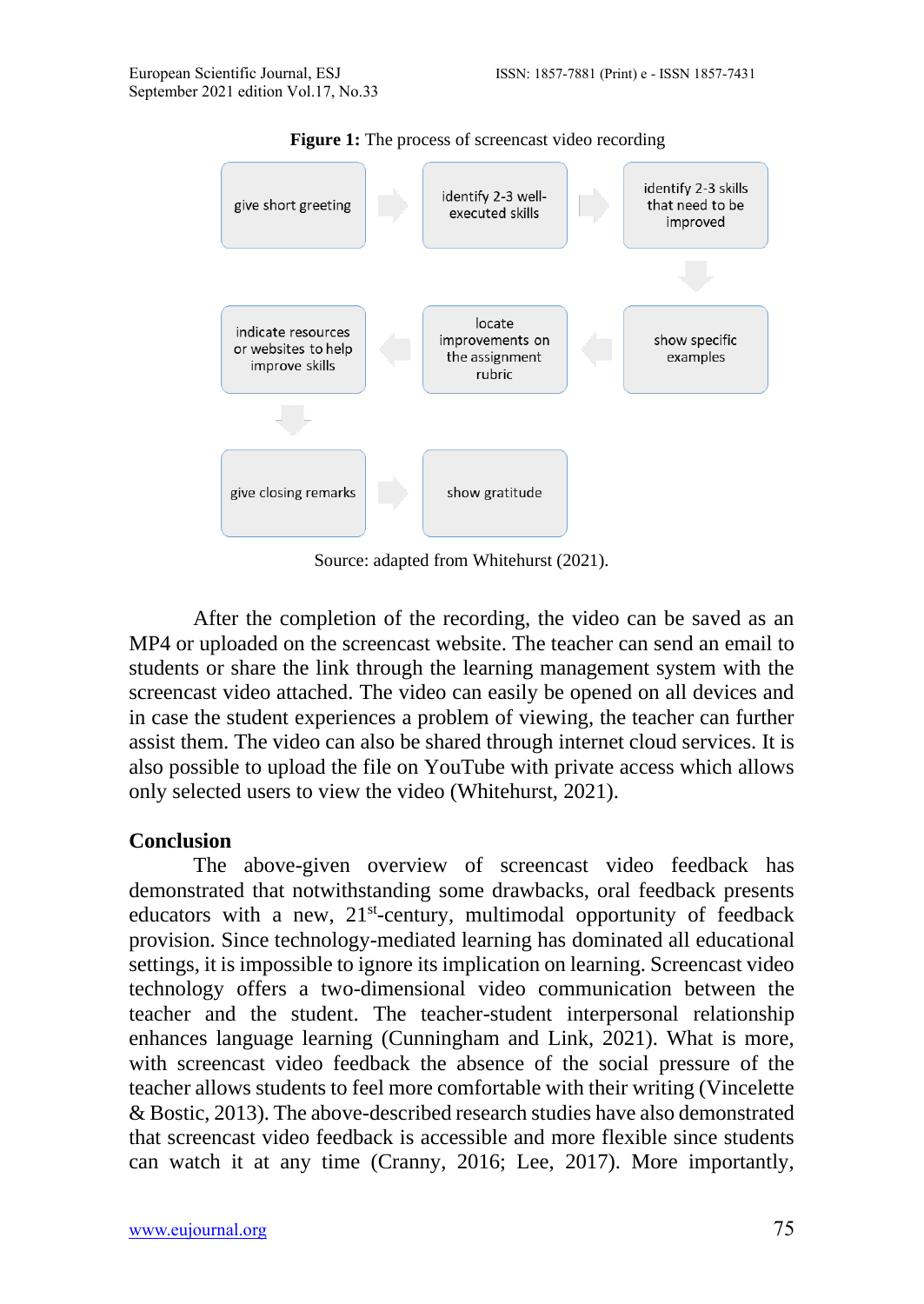**Figure 1:** The process of screencast video recording

give short greeting → identify 2-3 well-executed skills → identify 2-3 skills that need to be improved → show specific examples → locate improvements on the assignment rubric → indicate resources or websites to help improve skills → give closing remarks → show gratitude

Source: adapted from Whitehurst (2021).

After the completion of the recording, the video can be saved as an MP4 or uploaded on the screencast website. The teacher can send an email to students or share the link through the learning management system with the screencast video attached. The video can easily be opened on all devices and in case the student experiences a problem of viewing, the teacher can further assist them. The video can also be shared through internet cloud services. It is also possible to upload the file on YouTube with private access which allows only selected users to view the video (Whitehurst, 2021).

## Conclusion

The above-given overview of screencast video feedback has demonstrated that notwithstanding some drawbacks, oral feedback presents educators with a new, 21st-century, multimodal opportunity of feedback provision. Since technology-mediated learning has dominated all educational settings, it is impossible to ignore its implication on learning. Screencast video technology offers a two-dimensional video communication between the teacher and the student. The teacher-student interpersonal relationship enhances language learning (Cunningham and Link, 2021). What is more, with screencast video feedback the absence of the social pressure of the teacher allows students to feel more comfortable with their writing (Vincelette & Bostic, 2013). The above-described research studies have also demonstrated that screencast video feedback is accessible and more flexible since students can watch it at any time (Cranny, 2016; Lee, 2017). More importantly,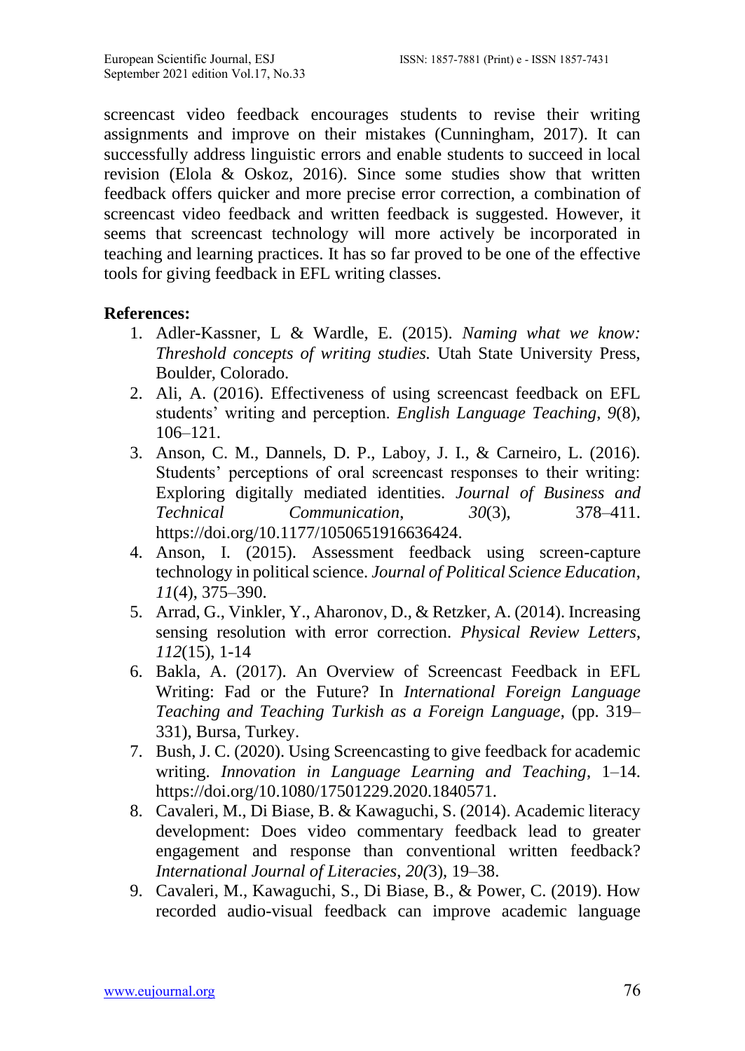screencast video feedback encourages students to revise their writing assignments and improve on their mistakes (Cunningham, 2017). It can successfully address linguistic errors and enable students to succeed in local revision (Elola & Oskoz, 2016). Since some studies show that written feedback offers quicker and more precise error correction, a combination of screencast video feedback and written feedback is suggested. However, it seems that screencast technology will more actively be incorporated in teaching and learning practices. It has so far proved to be one of the effective tools for giving feedback in EFL writing classes.

**References:**

1. Adler-Kassner, L & Wardle, E. (2015). *Naming what we know: Threshold concepts of writing studies.* Utah State University Press, Boulder, Colorado.
2. Ali, A. (2016). Effectiveness of using screencast feedback on EFL students' writing and perception. *English Language Teaching*, *9*(8), 106–121.
3. Anson, C. M., Dannels, D. P., Laboy, J. I., & Carneiro, L. (2016). Students' perceptions of oral screencast responses to their writing: Exploring digitally mediated identities. *Journal of Business and Technical Communication*, *30*(3), 378–411. https://doi.org/10.1177/1050651916636424.
4. Anson, I. (2015). Assessment feedback using screen-capture technology in political science. *Journal of Political Science Education*, *11*(4), 375–390.
5. Arrad, G., Vinkler, Y., Aharonov, D., & Retzker, A. (2014). Increasing sensing resolution with error correction. *Physical Review Letters*, *112*(15), 1-14
6. Bakla, A. (2017). An Overview of Screencast Feedback in EFL Writing: Fad or the Future? In *International Foreign Language Teaching and Teaching Turkish as a Foreign Language*, (pp. 319–331), Bursa, Turkey.
7. Bush, J. C. (2020). Using Screencasting to give feedback for academic writing. *Innovation in Language Learning and Teaching*, 1–14. https://doi.org/10.1080/17501229.2020.1840571.
8. Cavaleri, M., Di Biase, B. & Kawaguchi, S. (2014). Academic literacy development: Does video commentary feedback lead to greater engagement and response than conventional written feedback? *International Journal of Literacies*, *20(*3), 19–38.
9. Cavaleri, M., Kawaguchi, S., Di Biase, B., & Power, C. (2019). How recorded audio-visual feedback can improve academic language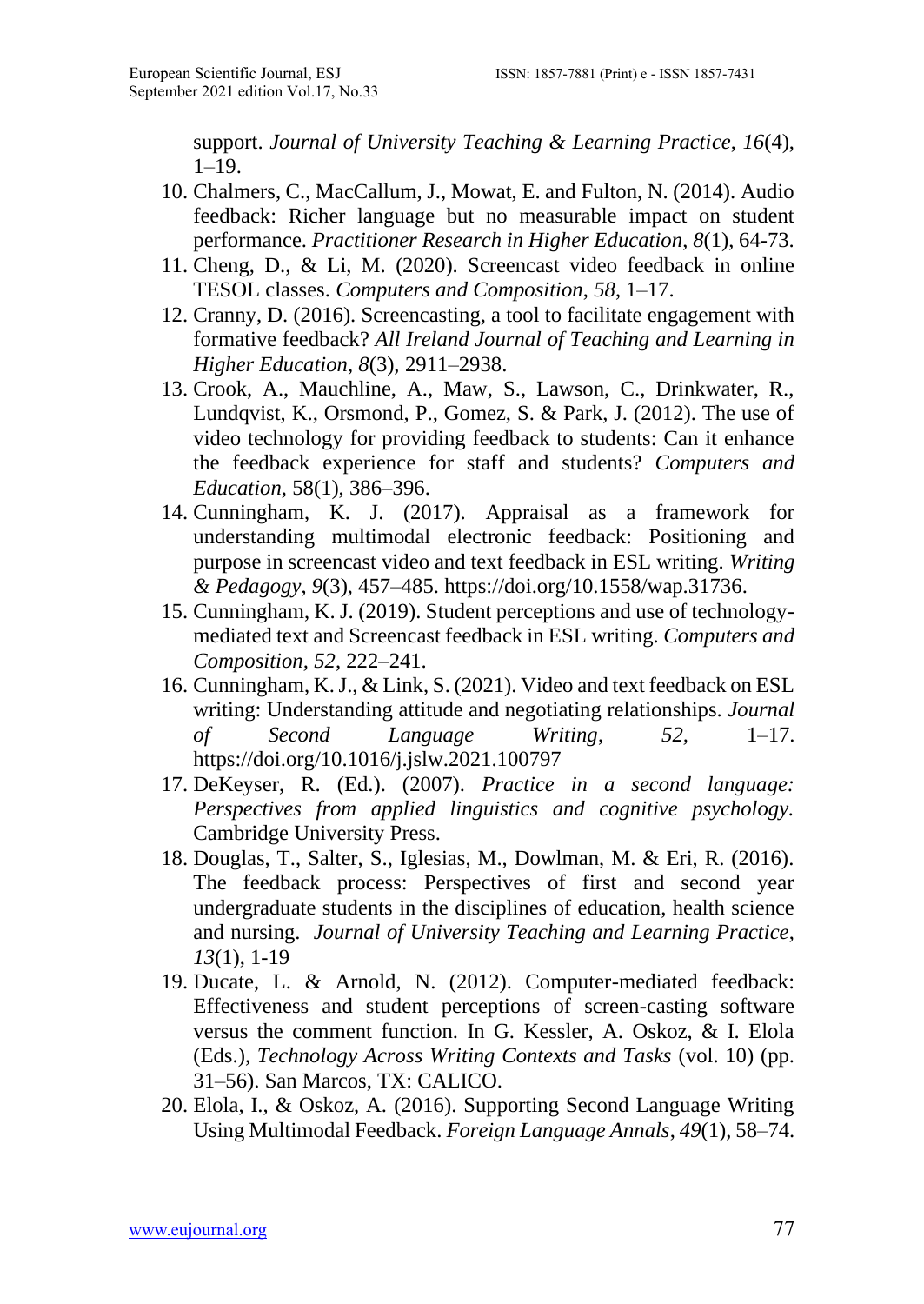support. *Journal of University Teaching & Learning Practice*, *16*(4), 1–19.

10. Chalmers, C., MacCallum, J., Mowat, E. and Fulton, N. (2014). Audio feedback: Richer language but no measurable impact on student performance. *Practitioner Research in Higher Education*, *8*(1), 64-73.
11. Cheng, D., & Li, M. (2020). Screencast video feedback in online TESOL classes. *Computers and Composition*, *58*, 1–17.
12. Cranny, D. (2016). Screencasting, a tool to facilitate engagement with formative feedback? *All Ireland Journal of Teaching and Learning in Higher Education*, *8*(3), 2911–2938.
13. Crook, A., Mauchline, A., Maw, S., Lawson, C., Drinkwater, R., Lundqvist, K., Orsmond, P., Gomez, S. & Park, J. (2012). The use of video technology for providing feedback to students: Can it enhance the feedback experience for staff and students? *Computers and Education*, 58(1), 386–396.
14. Cunningham, K. J. (2017). Appraisal as a framework for understanding multimodal electronic feedback: Positioning and purpose in screencast video and text feedback in ESL writing. *Writing & Pedagogy*, *9*(3), 457–485. https://doi.org/10.1558/wap.31736.
15. Cunningham, K. J. (2019). Student perceptions and use of technology-mediated text and Screencast feedback in ESL writing. *Computers and Composition*, *52*, 222–241.
16. Cunningham, K. J., & Link, S. (2021). Video and text feedback on ESL writing: Understanding attitude and negotiating relationships. *Journal of Second Language Writing*, *52*, 1–17. https://doi.org/10.1016/j.jslw.2021.100797
17. DeKeyser, R. (Ed.). (2007). *Practice in a second language: Perspectives from applied linguistics and cognitive psychology*. Cambridge University Press.
18. Douglas, T., Salter, S., Iglesias, M., Dowlman, M. & Eri, R. (2016). The feedback process: Perspectives of first and second year undergraduate students in the disciplines of education, health science and nursing. *Journal of University Teaching and Learning Practice*, *13*(1), 1-19
19. Ducate, L. & Arnold, N. (2012). Computer-mediated feedback: Effectiveness and student perceptions of screen-casting software versus the comment function. In G. Kessler, A. Oskoz, & I. Elola (Eds.), *Technology Across Writing Contexts and Tasks* (vol. 10) (pp. 31–56). San Marcos, TX: CALICO.
20. Elola, I., & Oskoz, A. (2016). Supporting Second Language Writing Using Multimodal Feedback. *Foreign Language Annals*, *49*(1), 58–74.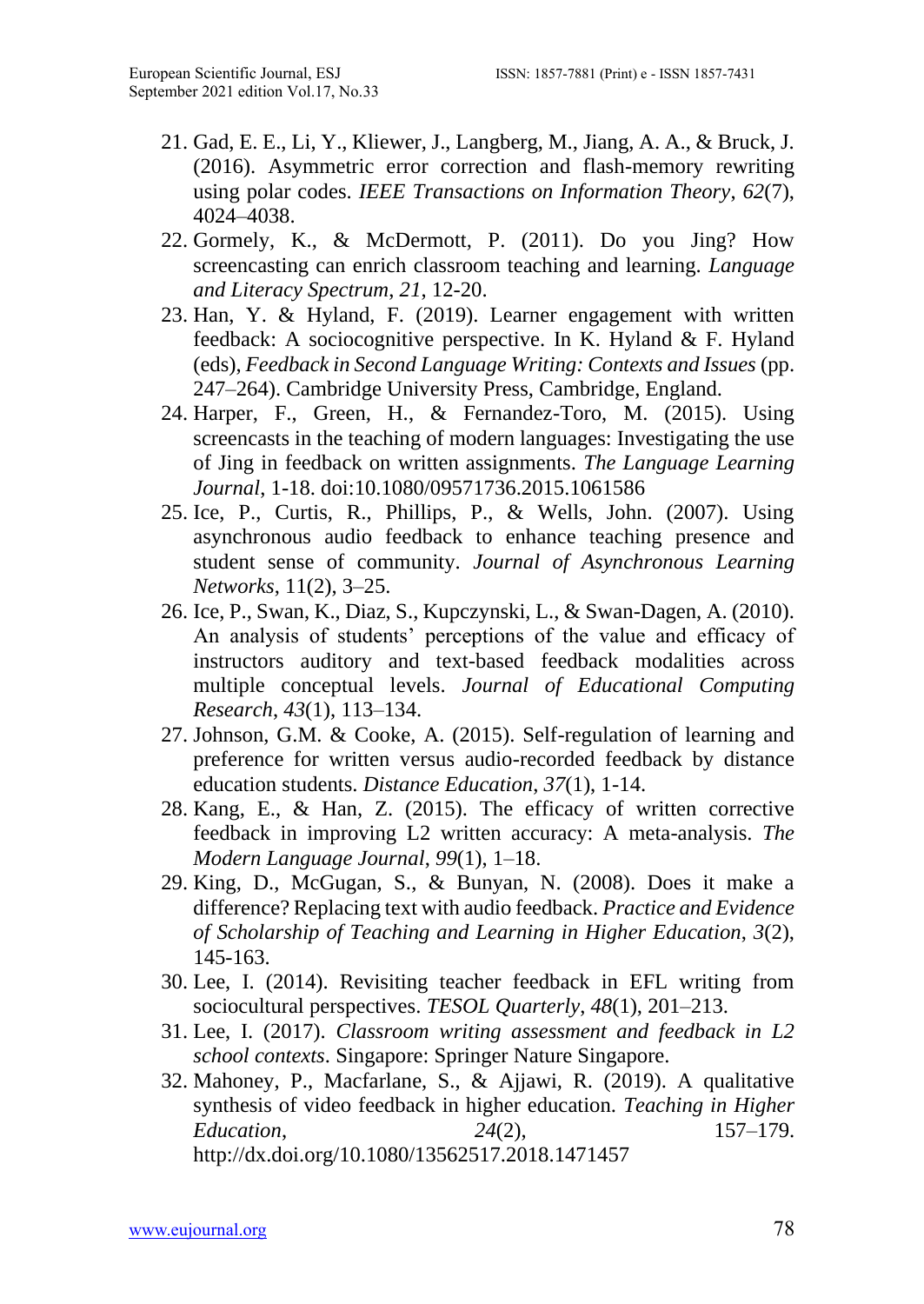21. Gad, E. E., Li, Y., Kliewer, J., Langberg, M., Jiang, A. A., & Bruck, J. (2016). Asymmetric error correction and flash-memory rewriting using polar codes. *IEEE Transactions on Information Theory*, *62*(7), 4024–4038.
22. Gormely, K., & McDermott, P. (2011). Do you Jing? How screencasting can enrich classroom teaching and learning. *Language and Literacy Spectrum*, *21*, 12-20.
23. Han, Y. & Hyland, F. (2019). Learner engagement with written feedback: A sociocognitive perspective. In K. Hyland & F. Hyland (eds), *Feedback in Second Language Writing: Contexts and Issues* (pp. 247–264). Cambridge University Press, Cambridge, England.
24. Harper, F., Green, H., & Fernandez-Toro, M. (2015). Using screencasts in the teaching of modern languages: Investigating the use of Jing in feedback on written assignments. *The Language Learning Journal*, 1-18. doi:10.1080/09571736.2015.1061586
25. Ice, P., Curtis, R., Phillips, P., & Wells, John. (2007). Using asynchronous audio feedback to enhance teaching presence and student sense of community. *Journal of Asynchronous Learning Networks*, 11(2), 3–25.
26. Ice, P., Swan, K., Diaz, S., Kupczynski, L., & Swan-Dagen, A. (2010). An analysis of students' perceptions of the value and efficacy of instructors auditory and text-based feedback modalities across multiple conceptual levels. *Journal of Educational Computing Research*, *43*(1), 113–134.
27. Johnson, G.M. & Cooke, A. (2015). Self-regulation of learning and preference for written versus audio-recorded feedback by distance education students. *Distance Education*, *37*(1), 1-14.
28. Kang, E., & Han, Z. (2015). The efficacy of written corrective feedback in improving L2 written accuracy: A meta-analysis. *The Modern Language Journal*, *99*(1), 1–18.
29. King, D., McGugan, S., & Bunyan, N. (2008). Does it make a difference? Replacing text with audio feedback. *Practice and Evidence of Scholarship of Teaching and Learning in Higher Education*, *3*(2), 145-163.
30. Lee, I. (2014). Revisiting teacher feedback in EFL writing from sociocultural perspectives. *TESOL Quarterly*, *48*(1), 201–213.
31. Lee, I. (2017). *Classroom writing assessment and feedback in L2 school contexts*. Singapore: Springer Nature Singapore.
32. Mahoney, P., Macfarlane, S., & Ajjawi, R. (2019). A qualitative synthesis of video feedback in higher education. *Teaching in Higher Education*, *24*(2), 157–179. http://dx.doi.org/10.1080/13562517.2018.1471457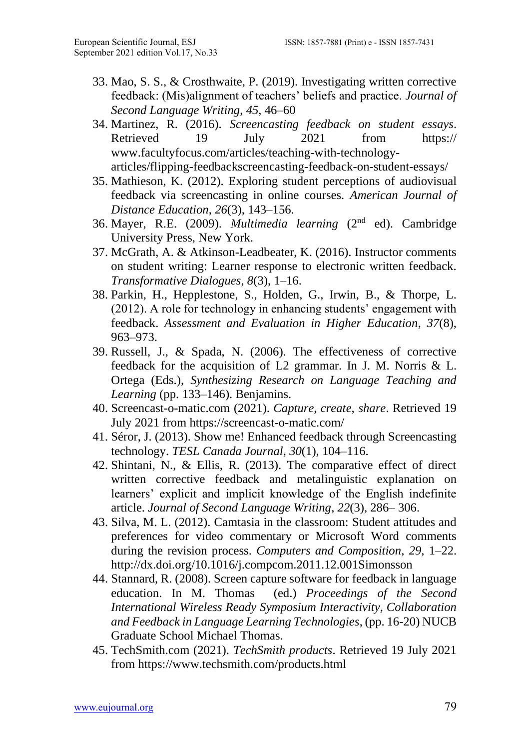33. Mao, S. S., & Crosthwaite, P. (2019). Investigating written corrective feedback: (Mis)alignment of teachers' beliefs and practice. *Journal of Second Language Writing*, *45*, 46–60
34. Martinez, R. (2016). *Screencasting feedback on student essays*. Retrieved 19 July 2021 from https:// www.facultyfocus.com/articles/teaching-with-technology-articles/flipping-feedbackscreencasting-feedback-on-student-essays/
35. Mathieson, K. (2012). Exploring student perceptions of audiovisual feedback via screencasting in online courses. *American Journal of Distance Education*, *26*(3), 143–156.
36. Mayer, R.E. (2009). *Multimedia learning* (2nd ed). Cambridge University Press, New York.
37. McGrath, A. & Atkinson-Leadbeater, K. (2016). Instructor comments on student writing: Learner response to electronic written feedback. *Transformative Dialogues*, *8*(3), 1–16.
38. Parkin, H., Hepplestone, S., Holden, G., Irwin, B., & Thorpe, L. (2012). A role for technology in enhancing students' engagement with feedback. *Assessment and Evaluation in Higher Education*, *37*(8), 963–973.
39. Russell, J., & Spada, N. (2006). The effectiveness of corrective feedback for the acquisition of L2 grammar. In J. M. Norris & L. Ortega (Eds.), *Synthesizing Research on Language Teaching and Learning* (pp. 133–146). Benjamins.
40. Screencast-o-matic.com (2021). *Capture, create, share*. Retrieved 19 July 2021 from https://screencast-o-matic.com/
41. Séror, J. (2013). Show me! Enhanced feedback through Screencasting technology. *TESL Canada Journal*, *30*(1), 104–116.
42. Shintani, N., & Ellis, R. (2013). The comparative effect of direct written corrective feedback and metalinguistic explanation on learners' explicit and implicit knowledge of the English indefinite article. *Journal of Second Language Writing*, *22*(3), 286– 306.
43. Silva, M. L. (2012). Camtasia in the classroom: Student attitudes and preferences for video commentary or Microsoft Word comments during the revision process. *Computers and Composition*, *29*, 1–22. http://dx.doi.org/10.1016/j.compcom.2011.12.001Simonsson
44. Stannard, R. (2008). Screen capture software for feedback in language education. In M. Thomas (ed.) *Proceedings of the Second International Wireless Ready Symposium Interactivity, Collaboration and Feedback in Language Learning Technologies*, (pp. 16-20) NUCB Graduate School Michael Thomas.
45. TechSmith.com (2021). *TechSmith products*. Retrieved 19 July 2021 from https://www.techsmith.com/products.html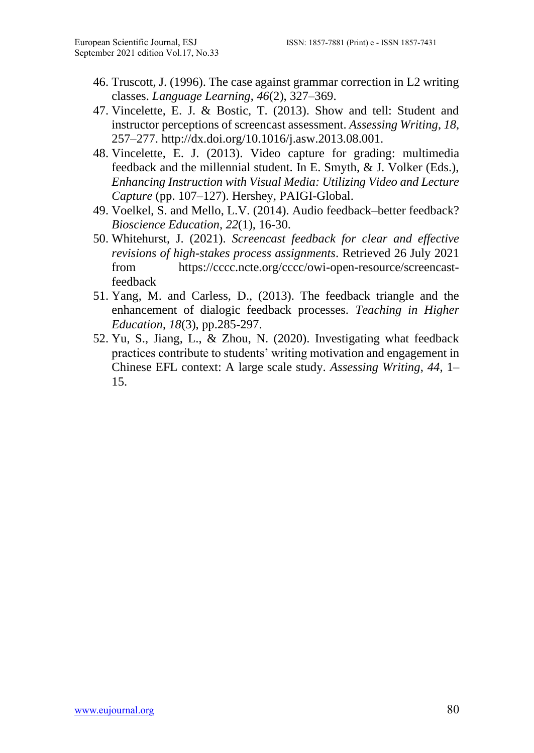46. Truscott, J. (1996). The case against grammar correction in L2 writing classes. *Language Learning*, *46*(2), 327–369.
47. Vincelette, E. J. & Bostic, T. (2013). Show and tell: Student and instructor perceptions of screencast assessment. *Assessing Writing*, *18*, 257–277. http://dx.doi.org/10.1016/j.asw.2013.08.001.
48. Vincelette, E. J. (2013). Video capture for grading: multimedia feedback and the millennial student. In E. Smyth, & J. Volker (Eds.), *Enhancing Instruction with Visual Media: Utilizing Video and Lecture Capture* (pp. 107–127). Hershey, PAIGI-Global.
49. Voelkel, S. and Mello, L.V. (2014). Audio feedback–better feedback? *Bioscience Education*, *22*(1), 16-30.
50. Whitehurst, J. (2021). *Screencast feedback for clear and effective revisions of high-stakes process assignments*. Retrieved 26 July 2021 from https://cccc.ncte.org/cccc/owi-open-resource/screencast-feedback
51. Yang, M. and Carless, D., (2013). The feedback triangle and the enhancement of dialogic feedback processes. *Teaching in Higher Education*, *18*(3), pp.285-297.
52. Yu, S., Jiang, L., & Zhou, N. (2020). Investigating what feedback practices contribute to students' writing motivation and engagement in Chinese EFL context: A large scale study. *Assessing Writing*, *44*, 1–15.